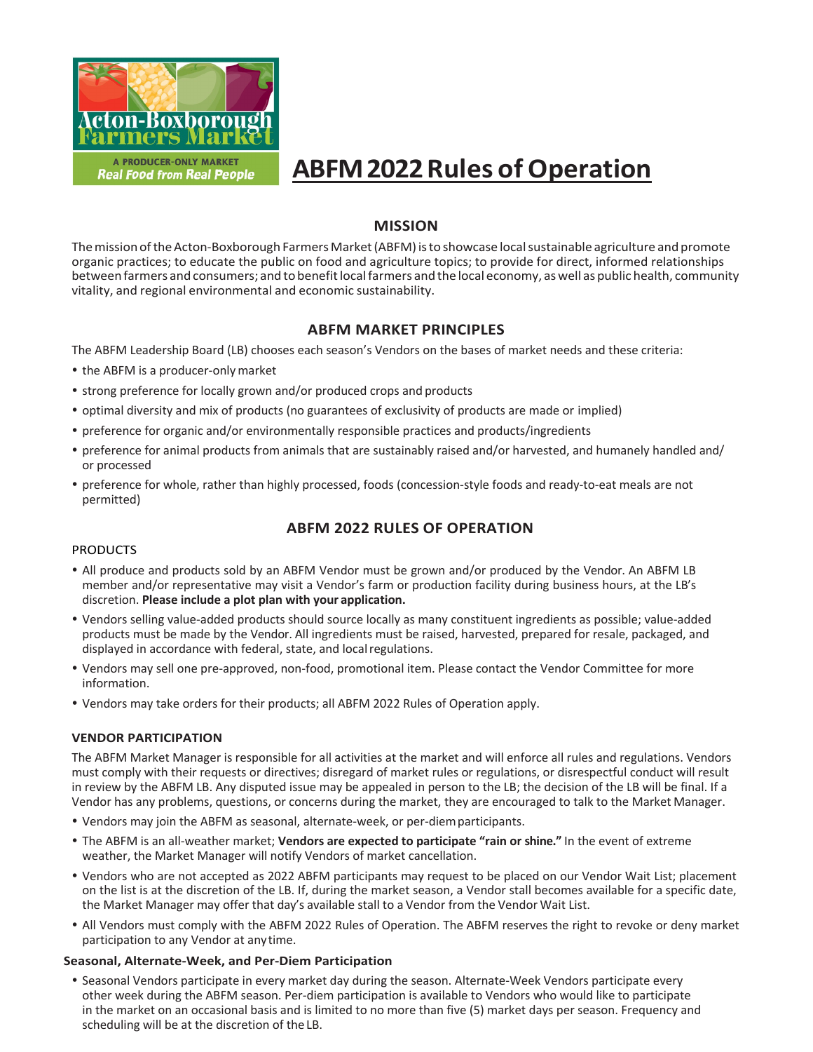Acton-Boxborough Farmers Market

A PRODUCER-ONLY MARKET

*Real Food from Real People*

# ABFM 2022 Rules of Operation

## MISSION

The mission of the Acton-Boxborough Farmers Market (ABFM) is to showcase local sustainable agriculture and promote organic practices; to educate the public on food and agriculture topics; to provide for direct, informed relationships between farmers and consumers; and to benefit local farmers and the local economy, as well as public health, community vitality, and regional environmental and economic sustainability.

## ABFM MARKET PRINCIPLES

The ABFM Leadership Board (LB) chooses each season's Vendors on the bases of market needs and these criteria:

- the ABFM is a producer-only market
- strong preference for locally grown and/or produced crops and products
- optimal diversity and mix of products (no guarantees of exclusivity of products are made or implied)
- preference for organic and/or environmentally responsible practices and products/ingredients
- preference for animal products from animals that are sustainably raised and/or harvested, and humanely handled and/or processed
- preference for whole, rather than highly processed, foods (concession-style foods and ready-to-eat meals are not permitted)

## ABFM 2022 RULES OF OPERATION

### PRODUCTS

- All produce and products sold by an ABFM Vendor must be grown and/or produced by the Vendor. An ABFM LB member and/or representative may visit a Vendor's farm or production facility during business hours, at the LB's discretion. **Please include a plot plan with your application.**
- Vendors selling value-added products should source locally as many constituent ingredients as possible; value-added products must be made by the Vendor. All ingredients must be raised, harvested, prepared for resale, packaged, and displayed in accordance with federal, state, and local regulations.
- Vendors may sell one pre-approved, non-food, promotional item. Please contact the Vendor Committee for more information.
- Vendors may take orders for their products; all ABFM 2022 Rules of Operation apply.

### VENDOR PARTICIPATION

The ABFM Market Manager is responsible for all activities at the market and will enforce all rules and regulations. Vendors must comply with their requests or directives; disregard of market rules or regulations, or disrespectful conduct will result in review by the ABFM LB. Any disputed issue may be appealed in person to the LB; the decision of the LB will be final. If a Vendor has any problems, questions, or concerns during the market, they are encouraged to talk to the Market Manager.

- Vendors may join the ABFM as seasonal, alternate-week, or per-diem participants.
- The ABFM is an all-weather market; **Vendors are expected to participate "rain or shine."** In the event of extreme weather, the Market Manager will notify Vendors of market cancellation.
- Vendors who are not accepted as 2022 ABFM participants may request to be placed on our Vendor Wait List; placement on the list is at the discretion of the LB. If, during the market season, a Vendor stall becomes available for a specific date, the Market Manager may offer that day's available stall to a Vendor from the Vendor Wait List.
- All Vendors must comply with the ABFM 2022 Rules of Operation. The ABFM reserves the right to revoke or deny market participation to any Vendor at any time.

#### Seasonal, Alternate-Week, and Per-Diem Participation

- Seasonal Vendors participate in every market day during the season. Alternate-Week Vendors participate every other week during the ABFM season. Per-diem participation is available to Vendors who would like to participate in the market on an occasional basis and is limited to no more than five (5) market days per season. Frequency and scheduling will be at the discretion of the LB.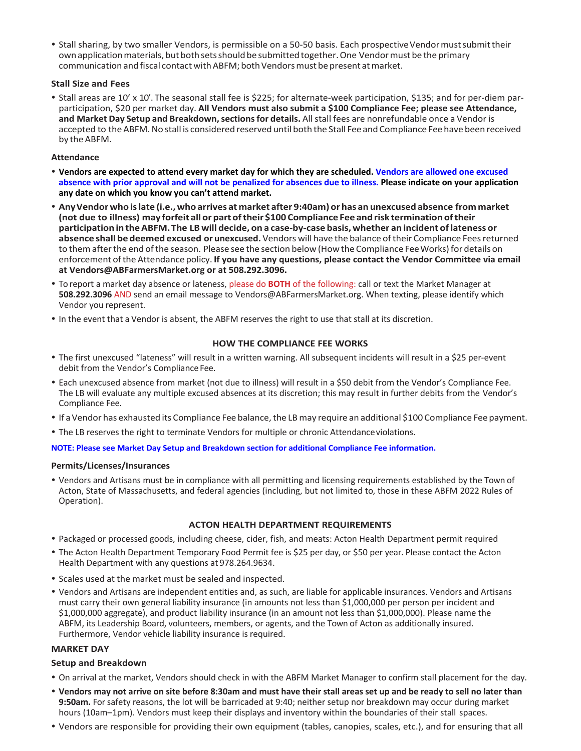- Stall sharing, by two smaller Vendors, is permissible on a 50-50 basis. Each prospective Vendor must submit their own application materials, but both sets should be submitted together. One Vendor must be the primary communication and fiscal contact with ABFM; both Vendors must be present at market.

### Stall Size and Fees

- Stall areas are 10′ x 10′. The seasonal stall fee is $225; for alternate-week participation, $135; and for per-diem par-participation, $20 per market day. **All Vendors must also submit a $100 Compliance Fee; please see Attendance, and Market Day Setup and Breakdown, sections for details.** All stall fees are nonrefundable once a Vendor is accepted to the ABFM. No stall is considered reserved until both the Stall Fee and Compliance Fee have been received by the ABFM.

### Attendance

- **Vendors are expected to attend every market day for which they are scheduled. Vendors are allowed one excused absence with prior approval and will not be penalized for absences due to illness. Please indicate on your application any date on which you know you can't attend market.**
- **Any Vendor who is late (i.e., who arrives at market after 9:40am) or has an unexcused absence from market (not due to illness) may forfeit all or part of their $100 Compliance Fee and risk termination of their participation in the ABFM. The LB will decide, on a case-by-case basis, whether an incident of lateness or absence shall be deemed excused or unexcused.** Vendors will have the balance of their Compliance Fees returned to them after the end of the season. Please see the section below (How the Compliance Fee Works) for details on enforcement of the Attendance policy. **If you have any questions, please contact the Vendor Committee via email at Vendors@ABFarmersMarket.org or at 508.292.3096.**
- To report a market day absence or lateness, please do **BOTH** of the following: call or text the Market Manager at **508.292.3096** AND send an email message to Vendors@ABFarmersMarket.org. When texting, please identify which Vendor you represent.
- In the event that a Vendor is absent, the ABFM reserves the right to use that stall at its discretion.

### HOW THE COMPLIANCE FEE WORKS

- The first unexcused "lateness" will result in a written warning. All subsequent incidents will result in a $25 per-event debit from the Vendor's Compliance Fee.
- Each unexcused absence from market (not due to illness) will result in a $50 debit from the Vendor's Compliance Fee. The LB will evaluate any multiple excused absences at its discretion; this may result in further debits from the Vendor's Compliance Fee.
- If a Vendor has exhausted its Compliance Fee balance, the LB may require an additional $100 Compliance Fee payment.
- The LB reserves the right to terminate Vendors for multiple or chronic Attendance violations.

**NOTE: Please see Market Day Setup and Breakdown section for additional Compliance Fee information.**

### Permits/Licenses/Insurances

- Vendors and Artisans must be in compliance with all permitting and licensing requirements established by the Town of Acton, State of Massachusetts, and federal agencies (including, but not limited to, those in these ABFM 2022 Rules of Operation).

### ACTON HEALTH DEPARTMENT REQUIREMENTS

- Packaged or processed goods, including cheese, cider, fish, and meats: Acton Health Department permit required
- The Acton Health Department Temporary Food Permit fee is $25 per day, or $50 per year. Please contact the Acton Health Department with any questions at 978.264.9634.
- Scales used at the market must be sealed and inspected.
- Vendors and Artisans are independent entities and, as such, are liable for applicable insurances. Vendors and Artisans must carry their own general liability insurance (in amounts not less than $1,000,000 per person per incident and $1,000,000 aggregate), and product liability insurance (in an amount not less than $1,000,000). Please name the ABFM, its Leadership Board, volunteers, members, or agents, and the Town of Acton as additionally insured. Furthermore, Vendor vehicle liability insurance is required.

## MARKET DAY

### Setup and Breakdown

- On arrival at the market, Vendors should check in with the ABFM Market Manager to confirm stall placement for the day.
- **Vendors may not arrive on site before 8:30am and must have their stall areas set up and be ready to sell no later than 9:50am.** For safety reasons, the lot will be barricaded at 9:40; neither setup nor breakdown may occur during market hours (10am–1pm). Vendors must keep their displays and inventory within the boundaries of their stall spaces.
- Vendors are responsible for providing their own equipment (tables, canopies, scales, etc.), and for ensuring that all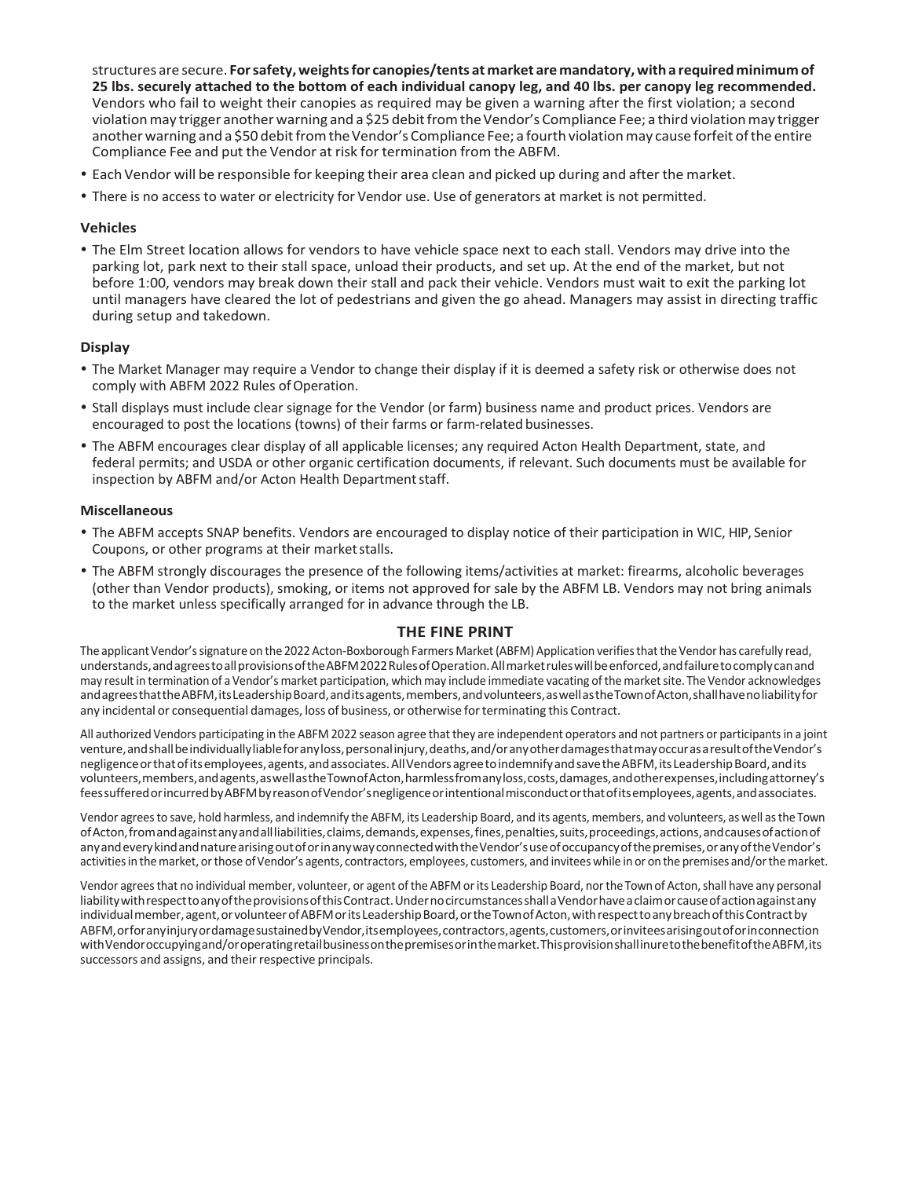structures are secure. **For safety, weights for canopies/tents at market are mandatory, with a required minimum of 25 lbs. securely attached to the bottom of each individual canopy leg, and 40 lbs. per canopy leg recommended.** Vendors who fail to weight their canopies as required may be given a warning after the first violation; a second violation may trigger another warning and a $25 debit from the Vendor's Compliance Fee; a third violation may trigger another warning and a $50 debit from the Vendor's Compliance Fee; a fourth violation may cause forfeit of the entire Compliance Fee and put the Vendor at risk for termination from the ABFM.

- Each Vendor will be responsible for keeping their area clean and picked up during and after the market.
- There is no access to water or electricity for Vendor use. Use of generators at market is not permitted.

### Vehicles

- The Elm Street location allows for vendors to have vehicle space next to each stall. Vendors may drive into the parking lot, park next to their stall space, unload their products, and set up. At the end of the market, but not before 1:00, vendors may break down their stall and pack their vehicle. Vendors must wait to exit the parking lot until managers have cleared the lot of pedestrians and given the go ahead. Managers may assist in directing traffic during setup and takedown.

### Display

- The Market Manager may require a Vendor to change their display if it is deemed a safety risk or otherwise does not comply with ABFM 2022 Rules of Operation.
- Stall displays must include clear signage for the Vendor (or farm) business name and product prices. Vendors are encouraged to post the locations (towns) of their farms or farm-related businesses.
- The ABFM encourages clear display of all applicable licenses; any required Acton Health Department, state, and federal permits; and USDA or other organic certification documents, if relevant. Such documents must be available for inspection by ABFM and/or Acton Health Department staff.

### Miscellaneous

- The ABFM accepts SNAP benefits. Vendors are encouraged to display notice of their participation in WIC, HIP, Senior Coupons, or other programs at their market stalls.
- The ABFM strongly discourages the presence of the following items/activities at market: firearms, alcoholic beverages (other than Vendor products), smoking, or items not approved for sale by the ABFM LB. Vendors may not bring animals to the market unless specifically arranged for in advance through the LB.

## THE FINE PRINT

The applicant Vendor's signature on the 2022 Acton-Boxborough Farmers Market (ABFM) Application verifies that the Vendor has carefully read, understands, and agrees to all provisions of the ABFM 2022 Rules of Operation. All market rules will be enforced, and failure to comply can and may result in termination of a Vendor's market participation, which may include immediate vacating of the market site. The Vendor acknowledges and agrees that the ABFM, its Leadership Board, and its agents, members, and volunteers, as well as the Town of Acton, shall have no liability for any incidental or consequential damages, loss of business, or otherwise for terminating this Contract.

All authorized Vendors participating in the ABFM 2022 season agree that they are independent operators and not partners or participants in a joint venture, and shall be individually liable for any loss, personal injury, deaths, and/or any other damages that may occur as a result of the Vendor's negligence or that of its employees, agents, and associates. All Vendors agree to indemnify and save the ABFM, its Leadership Board, and its volunteers, members, and agents, as well as the Town of Acton, harmless from any loss, costs, damages, and other expenses, including attorney's fees suffered or incurred by ABFM by reason of Vendor's negligence or intentional misconduct or that of its employees, agents, and associates.

Vendor agrees to save, hold harmless, and indemnify the ABFM, its Leadership Board, and its agents, members, and volunteers, as well as the Town of Acton, from and against any and all liabilities, claims, demands, expenses, fines, penalties, suits, proceedings, actions, and causes of action of any and every kind and nature arising out of or in any way connected with the Vendor's use of occupancy of the premises, or any of the Vendor's activities in the market, or those of Vendor's agents, contractors, employees, customers, and invitees while in or on the premises and/or the market.

Vendor agrees that no individual member, volunteer, or agent of the ABFM or its Leadership Board, nor the Town of Acton, shall have any personal liability with respect to any of the provisions of this Contract. Under no circumstances shall a Vendor have a claim or cause of action against any individual member, agent, or volunteer of ABFM or its Leadership Board, or the Town of Acton, with respect to any breach of this Contract by ABFM, or for any injury or damage sustained by Vendor, its employees, contractors, agents, customers, or invitees arising out of or in connection with Vendor occupying and/or operating retail business on the premises or in the market. This provision shall inure to the benefit of the ABFM, its successors and assigns, and their respective principals.